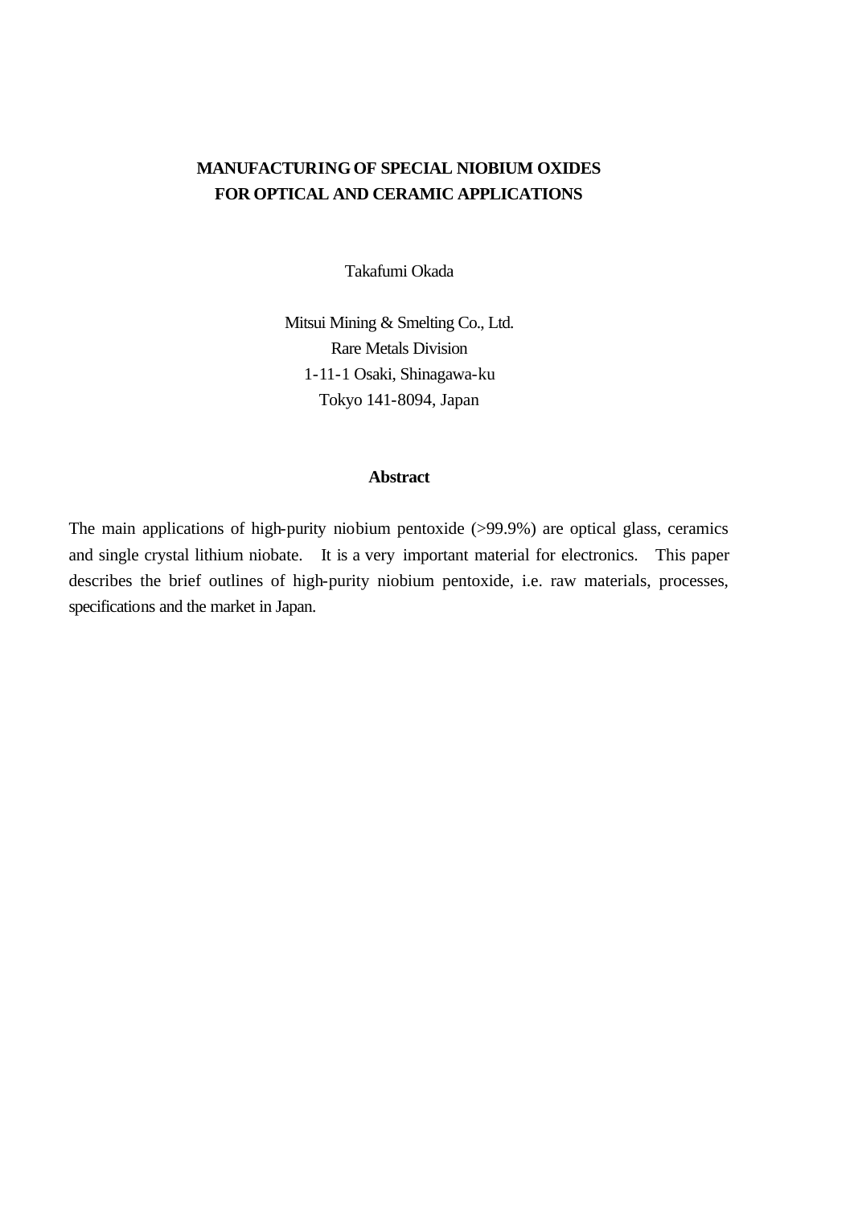# MANUFACTURING OF SPECIAL NIOBIUM OXIDES FOR OPTICAL AND CERAMIC APPLICATIONS

Takafumi Okada

Mitsui Mining & Smelting Co., Ltd.
Rare Metals Division
1-11-1 Osaki, Shinagawa-ku
Tokyo 141-8094, Japan

## Abstract

The main applications of high-purity niobium pentoxide (>99.9%) are optical glass, ceramics and single crystal lithium niobate. It is a very important material for electronics. This paper describes the brief outlines of high-purity niobium pentoxide, i.e. raw materials, processes, specifications and the market in Japan.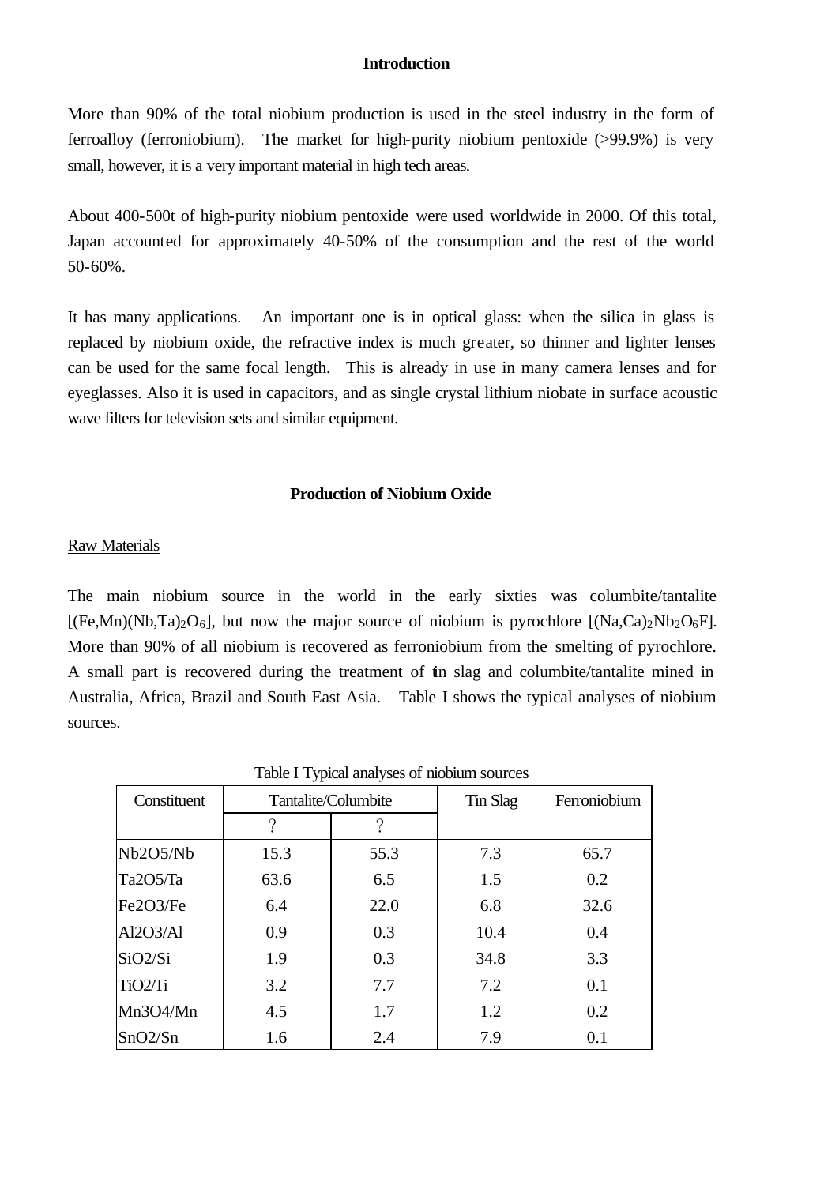## Introduction

More than 90% of the total niobium production is used in the steel industry in the form of ferroalloy (ferroniobium). The market for high-purity niobium pentoxide (>99.9%) is very small, however, it is a very important material in high tech areas.

About 400-500t of high-purity niobium pentoxide were used worldwide in 2000. Of this total, Japan accounted for approximately 40-50% of the consumption and the rest of the world 50-60%.

It has many applications. An important one is in optical glass: when the silica in glass is replaced by niobium oxide, the refractive index is much greater, so thinner and lighter lenses can be used for the same focal length. This is already in use in many camera lenses and for eyeglasses. Also it is used in capacitors, and as single crystal lithium niobate in surface acoustic wave filters for television sets and similar equipment.

## Production of Niobium Oxide

Raw Materials

The main niobium source in the world in the early sixties was columbite/tantalite [$(Fe,Mn)(Nb,Ta)_2O_6$], but now the major source of niobium is pyrochlore [$(Na,Ca)_2Nb_2O_6F$]. More than 90% of all niobium is recovered as ferroniobium from the smelting of pyrochlore. A small part is recovered during the treatment of tin slag and columbite/tantalite mined in Australia, Africa, Brazil and South East Asia. Table I shows the typical analyses of niobium sources.

Table I Typical analyses of niobium sources

| Constituent | Tantalite/Columbite | | Tin Slag | Ferroniobium |
|---|---|---|---|---|
| | ? | ? | | |
| Nb2O5/Nb | 15.3 | 55.3 | 7.3 | 65.7 |
| Ta2O5/Ta | 63.6 | 6.5 | 1.5 | 0.2 |
| Fe2O3/Fe | 6.4 | 22.0 | 6.8 | 32.6 |
| Al2O3/Al | 0.9 | 0.3 | 10.4 | 0.4 |
| SiO2/Si | 1.9 | 0.3 | 34.8 | 3.3 |
| TiO2/Ti | 3.2 | 7.7 | 7.2 | 0.1 |
| Mn3O4/Mn | 4.5 | 1.7 | 1.2 | 0.2 |
| SnO2/Sn | 1.6 | 2.4 | 7.9 | 0.1 |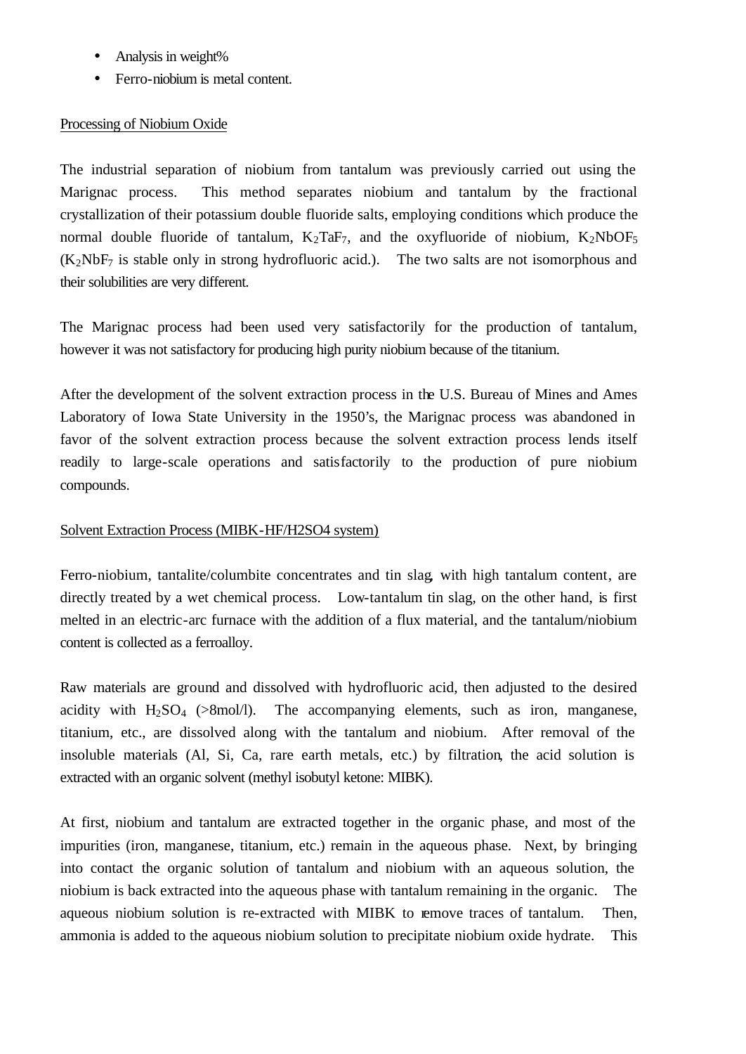- Analysis in weight%
- Ferro-niobium is metal content.

Processing of Niobium Oxide

The industrial separation of niobium from tantalum was previously carried out using the Marignac process. This method separates niobium and tantalum by the fractional crystallization of their potassium double fluoride salts, employing conditions which produce the normal double fluoride of tantalum, $K_2TaF_7$, and the oxyfluoride of niobium, $K_2NbOF_5$ ($K_2NbF_7$ is stable only in strong hydrofluoric acid.). The two salts are not isomorphous and their solubilities are very different.

The Marignac process had been used very satisfactorily for the production of tantalum, however it was not satisfactory for producing high purity niobium because of the titanium.

After the development of the solvent extraction process in the U.S. Bureau of Mines and Ames Laboratory of Iowa State University in the 1950's, the Marignac process was abandoned in favor of the solvent extraction process because the solvent extraction process lends itself readily to large-scale operations and satisfactorily to the production of pure niobium compounds.

Solvent Extraction Process (MIBK-HF/H2SO4 system)

Ferro-niobium, tantalite/columbite concentrates and tin slag, with high tantalum content, are directly treated by a wet chemical process. Low-tantalum tin slag, on the other hand, is first melted in an electric-arc furnace with the addition of a flux material, and the tantalum/niobium content is collected as a ferroalloy.

Raw materials are ground and dissolved with hydrofluoric acid, then adjusted to the desired acidity with $H_2SO_4$ (>8mol/l). The accompanying elements, such as iron, manganese, titanium, etc., are dissolved along with the tantalum and niobium. After removal of the insoluble materials (Al, Si, Ca, rare earth metals, etc.) by filtration, the acid solution is extracted with an organic solvent (methyl isobutyl ketone: MIBK).

At first, niobium and tantalum are extracted together in the organic phase, and most of the impurities (iron, manganese, titanium, etc.) remain in the aqueous phase. Next, by bringing into contact the organic solution of tantalum and niobium with an aqueous solution, the niobium is back extracted into the aqueous phase with tantalum remaining in the organic. The aqueous niobium solution is re-extracted with MIBK to remove traces of tantalum. Then, ammonia is added to the aqueous niobium solution to precipitate niobium oxide hydrate. This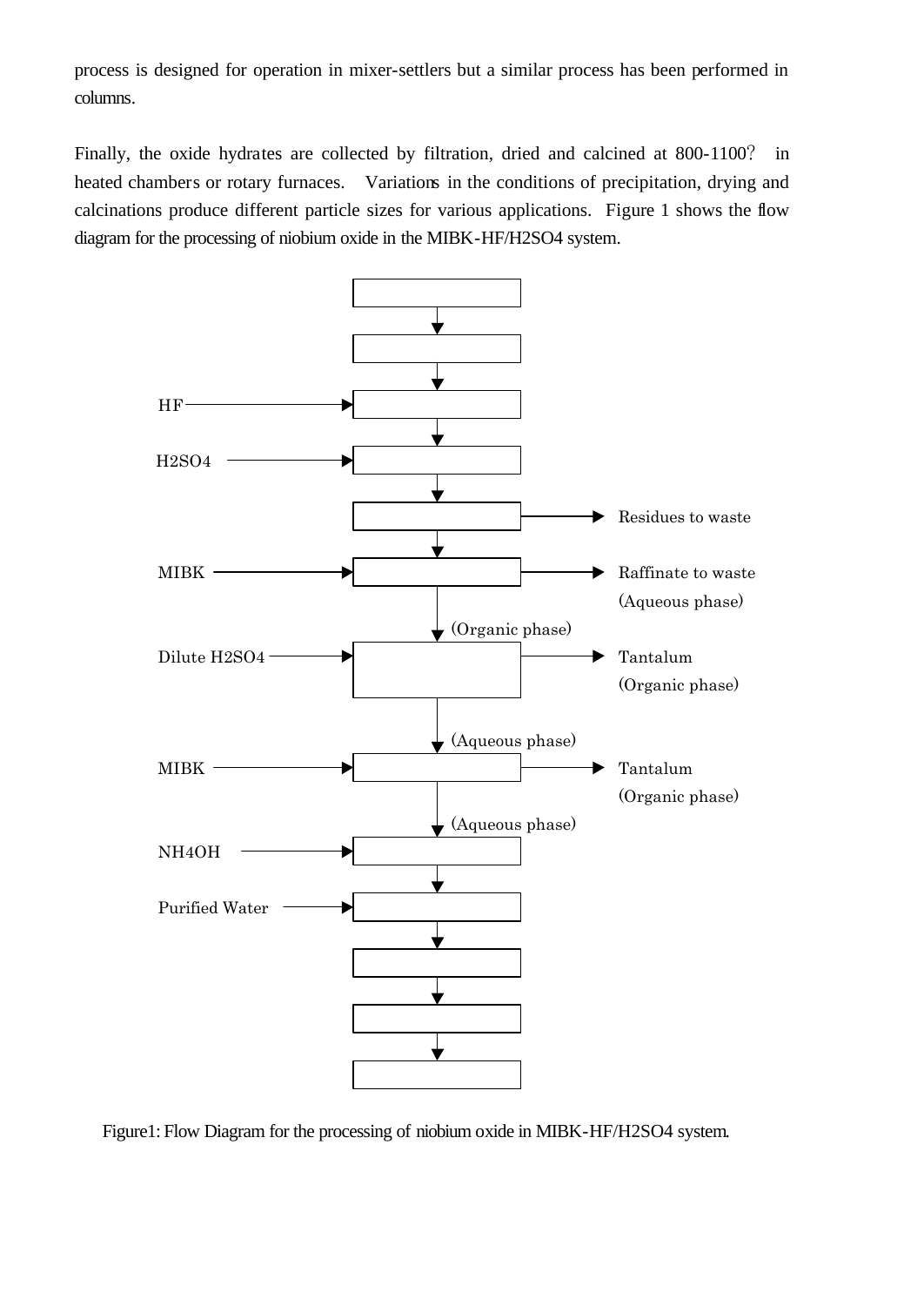process is designed for operation in mixer-settlers but a similar process has been performed in columns.

Finally, the oxide hydrates are collected by filtration, dried and calcined at 800-1100? in heated chambers or rotary furnaces. Variations in the conditions of precipitation, drying and calcinations produce different particle sizes for various applications. Figure 1 shows the flow diagram for the processing of niobium oxide in the MIBK-HF/H2SO4 system.

HF

H2SO4

Residues to waste

MIBK

Raffinate to waste (Aqueous phase)

(Organic phase)

Dilute H2SO4

Tantalum (Organic phase)

(Aqueous phase)

MIBK

Tantalum (Organic phase)

(Aqueous phase)

NH4OH

Purified Water

Figure1: Flow Diagram for the processing of niobium oxide in MIBK-HF/H2SO4 system.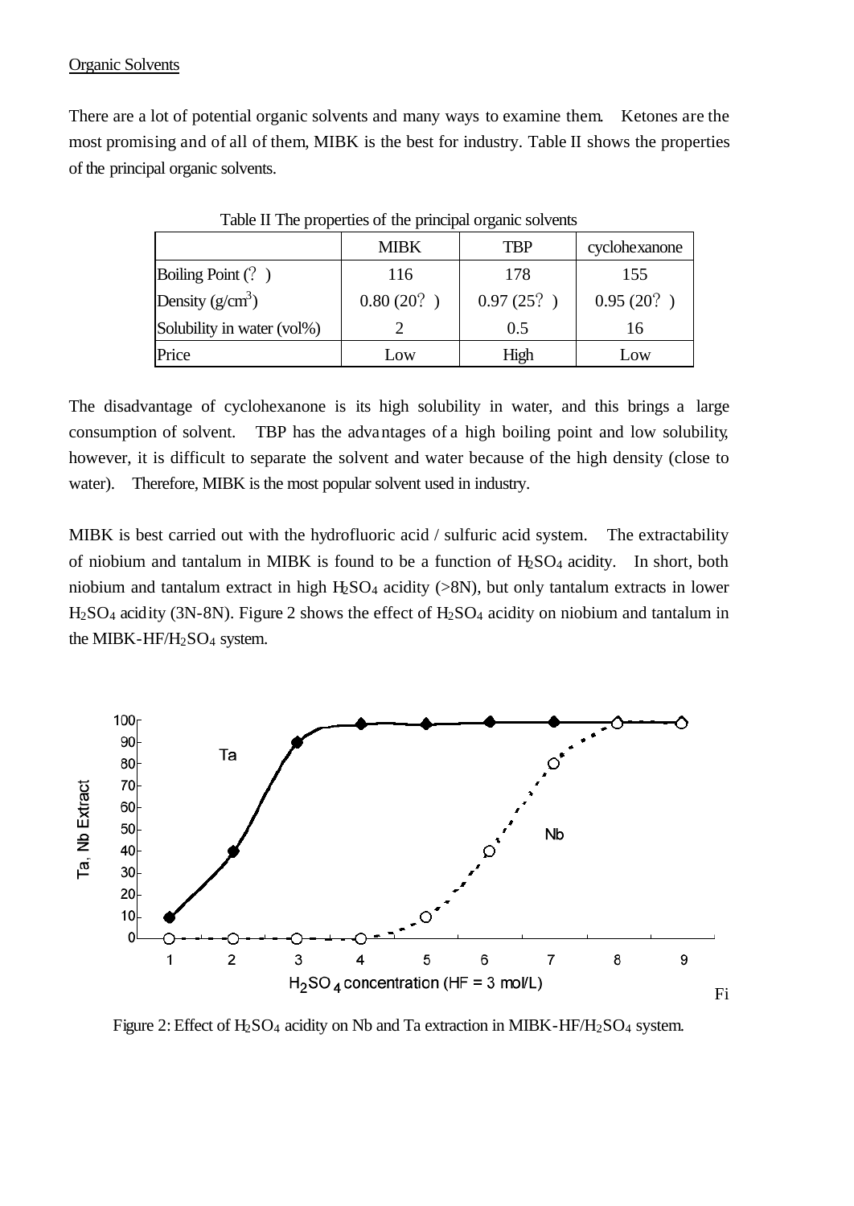<u>Organic Solvents</u>

There are a lot of potential organic solvents and many ways to examine them. Ketones are the most promising and of all of them, MIBK is the best for industry. Table II shows the properties of the principal organic solvents.

Table II The properties of the principal organic solvents

| | MIBK | TBP | cyclohexanone |
|---|---|---|---|
| Boiling Point (? ) | 116 | 178 | 155 |
| Density ($g/cm^3$) | 0.80 (20? ) | 0.97 (25? ) | 0.95 (20? ) |
| Solubility in water (vol%) | 2 | 0.5 | 16 |
| Price | Low | High | Low |

The disadvantage of cyclohexanone is its high solubility in water, and this brings a large consumption of solvent. TBP has the advantages of a high boiling point and low solubility, however, it is difficult to separate the solvent and water because of the high density (close to water). Therefore, MIBK is the most popular solvent used in industry.

MIBK is best carried out with the hydrofluoric acid / sulfuric acid system. The extractability of niobium and tantalum in MIBK is found to be a function of $H_2SO_4$ acidity. In short, both niobium and tantalum extract in high $H_2SO_4$ acidity (>8N), but only tantalum extracts in lower $H_2SO_4$ acidity (3N-8N). Figure 2 shows the effect of $H_2SO_4$ acidity on niobium and tantalum in the MIBK-HF/$H_2SO_4$ system.

Figure 2: Effect of $H_2SO_4$ acidity on Nb and Ta extraction in MIBK-HF/$H_2SO_4$ system.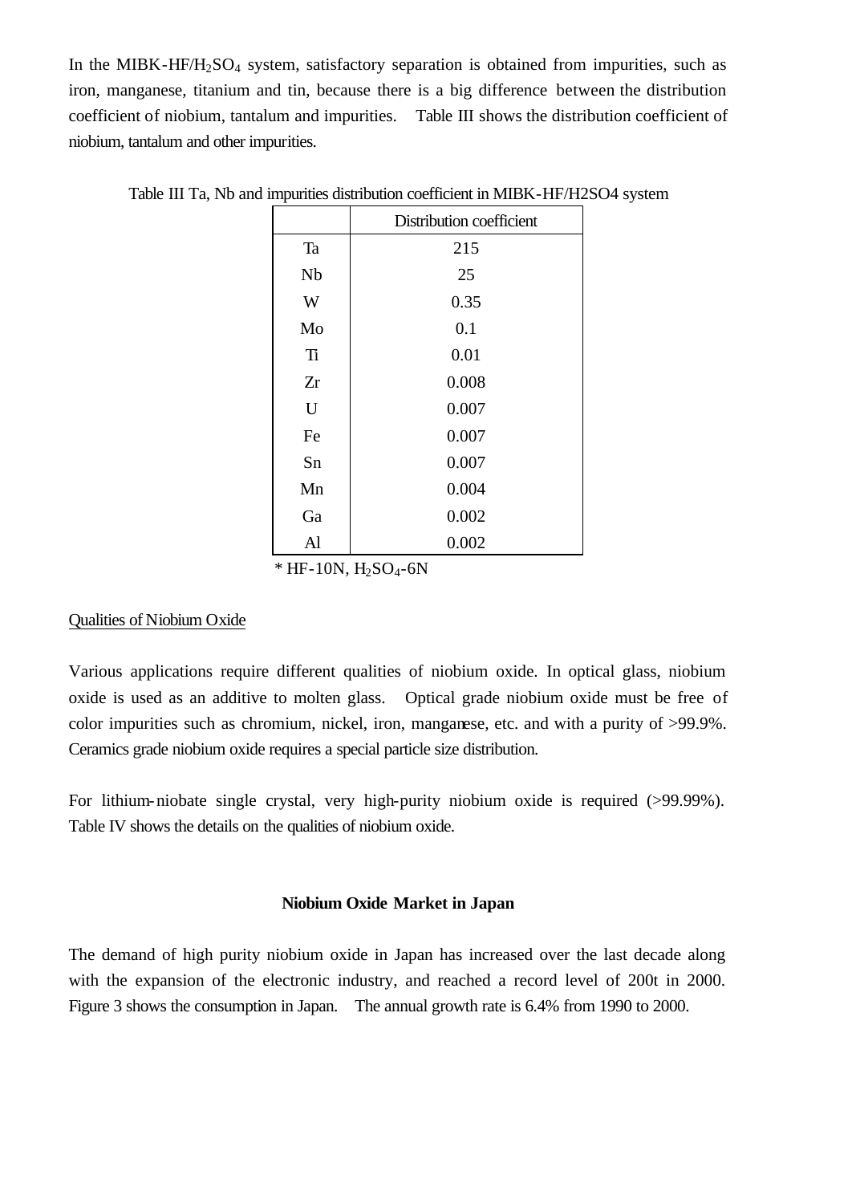In the MIBK-HF/$H_2SO_4$ system, satisfactory separation is obtained from impurities, such as iron, manganese, titanium and tin, because there is a big difference between the distribution coefficient of niobium, tantalum and impurities. Table III shows the distribution coefficient of niobium, tantalum and other impurities.

Table III Ta, Nb and impurities distribution coefficient in MIBK-HF/H2SO4 system

| | Distribution coefficient |
|---|---|
| Ta | 215 |
| Nb | 25 |
| W | 0.35 |
| Mo | 0.1 |
| Ti | 0.01 |
| Zr | 0.008 |
| U | 0.007 |
| Fe | 0.007 |
| Sn | 0.007 |
| Mn | 0.004 |
| Ga | 0.002 |
| Al | 0.002 |

* HF-10N, $H_2SO_4$-6N

Qualities of Niobium Oxide

Various applications require different qualities of niobium oxide. In optical glass, niobium oxide is used as an additive to molten glass. Optical grade niobium oxide must be free of color impurities such as chromium, nickel, iron, manganese, etc. and with a purity of >99.9%. Ceramics grade niobium oxide requires a special particle size distribution.

For lithium-niobate single crystal, very high-purity niobium oxide is required (>99.99%). Table IV shows the details on the qualities of niobium oxide.

## Niobium Oxide Market in Japan

The demand of high purity niobium oxide in Japan has increased over the last decade along with the expansion of the electronic industry, and reached a record level of 200t in 2000. Figure 3 shows the consumption in Japan. The annual growth rate is 6.4% from 1990 to 2000.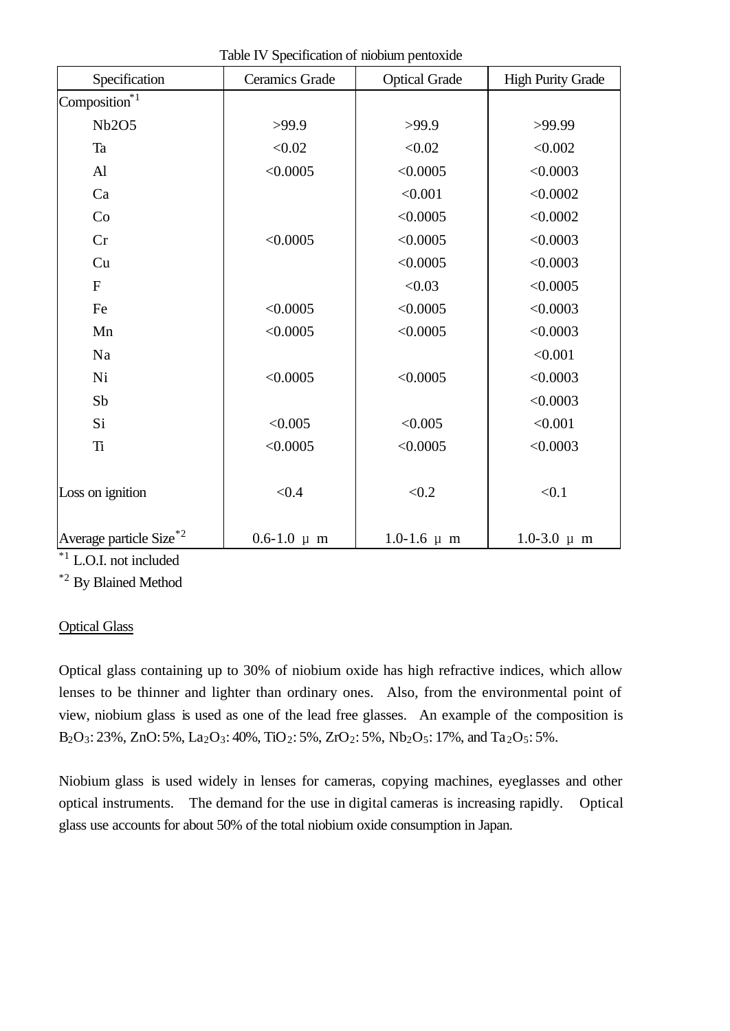Table IV Specification of niobium pentoxide

| Specification | Ceramics Grade | Optical Grade | High Purity Grade |
|---|---|---|---|
| Composition[*1] | | | |
| Nb2O5 | >99.9 | >99.9 | >99.99 |
| Ta | <0.02 | <0.02 | <0.002 |
| Al | <0.0005 | <0.0005 | <0.0003 |
| Ca | | <0.001 | <0.0002 |
| Co | | <0.0005 | <0.0002 |
| Cr | <0.0005 | <0.0005 | <0.0003 |
| Cu | | <0.0005 | <0.0003 |
| F | | <0.03 | <0.0005 |
| Fe | <0.0005 | <0.0005 | <0.0003 |
| Mn | <0.0005 | <0.0005 | <0.0003 |
| Na | | | <0.001 |
| Ni | <0.0005 | <0.0005 | <0.0003 |
| Sb | | | <0.0003 |
| Si | <0.005 | <0.005 | <0.001 |
| Ti | <0.0005 | <0.0005 | <0.0003 |
| Loss on ignition | <0.4 | <0.2 | <0.1 |
| Average particle Size[*2] | 0.6-1.0 μ m | 1.0-1.6 μ m | 1.0-3.0 μ m |

[*1] L.O.I. not included

[*2] By Blained Method

Optical Glass

Optical glass containing up to 30% of niobium oxide has high refractive indices, which allow lenses to be thinner and lighter than ordinary ones. Also, from the environmental point of view, niobium glass is used as one of the lead free glasses. An example of the composition is $B_2O_3$: 23%, ZnO: 5%, $La_2O_3$: 40%, $TiO_2$: 5%, $ZrO_2$: 5%, $Nb_2O_5$: 17%, and $Ta_2O_5$: 5%.

Niobium glass is used widely in lenses for cameras, copying machines, eyeglasses and other optical instruments. The demand for the use in digital cameras is increasing rapidly. Optical glass use accounts for about 50% of the total niobium oxide consumption in Japan.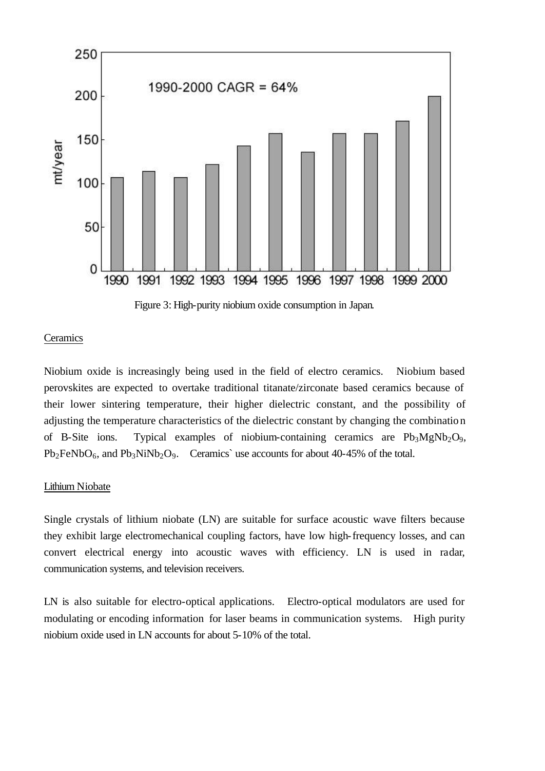Figure 3: High-purity niobium oxide consumption in Japan.

Ceramics

Niobium oxide is increasingly being used in the field of electro ceramics. Niobium based perovskites are expected to overtake traditional titanate/zirconate based ceramics because of their lower sintering temperature, their higher dielectric constant, and the possibility of adjusting the temperature characteristics of the dielectric constant by changing the combination of B-Site ions. Typical examples of niobium-containing ceramics are $Pb_3MgNb_2O_9$, $Pb_2FeNbO_6$, and $Pb_3NiNb_2O_9$. Ceramics` use accounts for about 40-45% of the total.

Lithium Niobate

Single crystals of lithium niobate (LN) are suitable for surface acoustic wave filters because they exhibit large electromechanical coupling factors, have low high-frequency losses, and can convert electrical energy into acoustic waves with efficiency. LN is used in radar, communication systems, and television receivers.

LN is also suitable for electro-optical applications. Electro-optical modulators are used for modulating or encoding information for laser beams in communication systems. High purity niobium oxide used in LN accounts for about 5-10% of the total.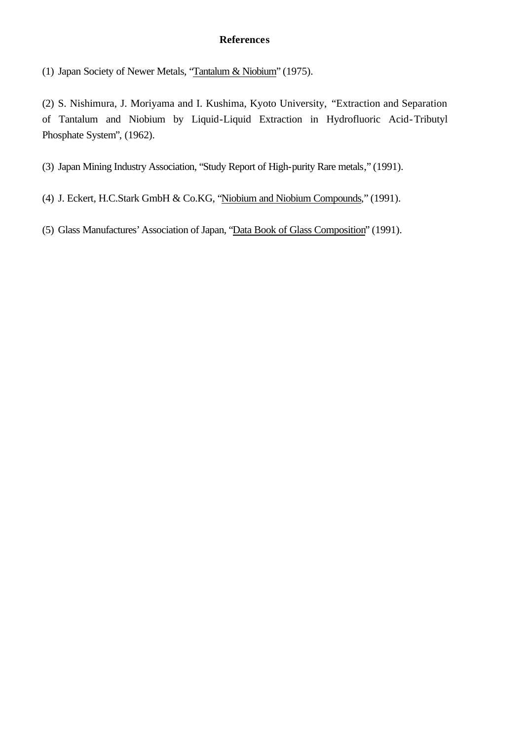## References

(1) Japan Society of Newer Metals, "Tantalum & Niobium" (1975).

(2) S. Nishimura, J. Moriyama and I. Kushima, Kyoto University, "Extraction and Separation of Tantalum and Niobium by Liquid-Liquid Extraction in Hydrofluoric Acid-Tributyl Phosphate System", (1962).

(3) Japan Mining Industry Association, "Study Report of High-purity Rare metals," (1991).

(4) J. Eckert, H.C.Stark GmbH & Co.KG, "Niobium and Niobium Compounds," (1991).

(5) Glass Manufactures' Association of Japan, "Data Book of Glass Composition" (1991).